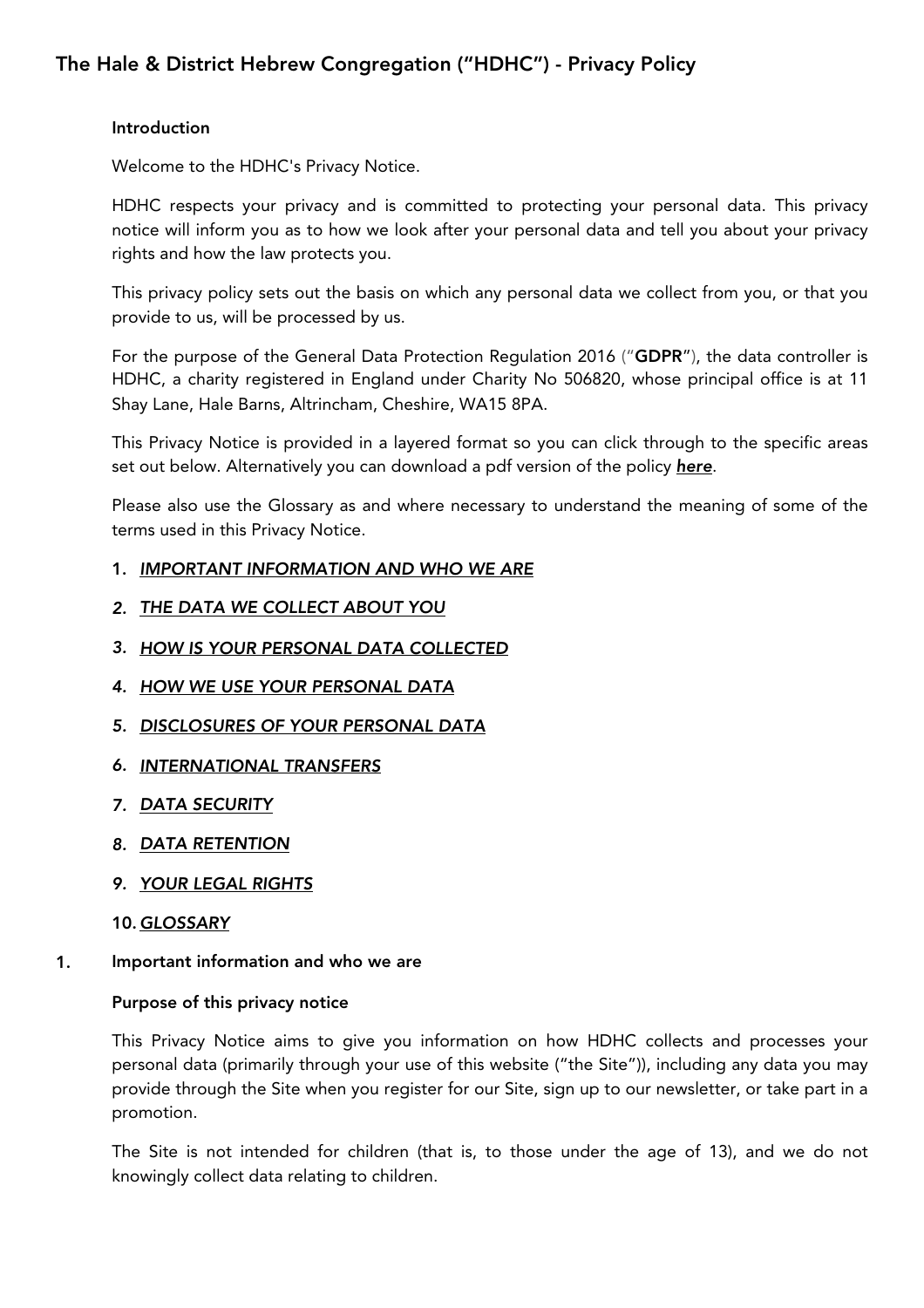# The Hale & District Hebrew Congregation ("HDHC") - Privacy Policy

## Introduction

Welcome to the HDHC's Privacy Notice.

HDHC respects your privacy and is committed to protecting your personal data. This privacy notice will inform you as to how we look after your personal data and tell you about your privacy rights and how the law protects you.

This privacy policy sets out the basis on which any personal data we collect from you, or that you provide to us, will be processed by us.

For the purpose of the General Data Protection Regulation 2016 ("**GDPR**"), the data controller is HDHC, a charity registered in England under Charity No 506820, whose principal office is at 11 Shay Lane, Hale Barns, Altrincham, Cheshire, WA15 8PA.

This Privacy Notice is provided in a layered format so you can click through to the specific areas set out below. Alternatively you can download a pdf version of the policy ***here***.

Please also use the Glossary as and where necessary to understand the meaning of some of the terms used in this Privacy Notice.

1. *IMPORTANT INFORMATION AND WHO WE ARE*
2. *THE DATA WE COLLECT ABOUT YOU*
3. *HOW IS YOUR PERSONAL DATA COLLECTED*
4. *HOW WE USE YOUR PERSONAL DATA*
5. *DISCLOSURES OF YOUR PERSONAL DATA*
6. *INTERNATIONAL TRANSFERS*
7. *DATA SECURITY*
8. *DATA RETENTION*
9. *YOUR LEGAL RIGHTS*
10. *GLOSSARY*

## 1. Important information and who we are

### Purpose of this privacy notice

This Privacy Notice aims to give you information on how HDHC collects and processes your personal data (primarily through your use of this website ("the Site")), including any data you may provide through the Site when you register for our Site, sign up to our newsletter, or take part in a promotion.

The Site is not intended for children (that is, to those under the age of 13), and we do not knowingly collect data relating to children.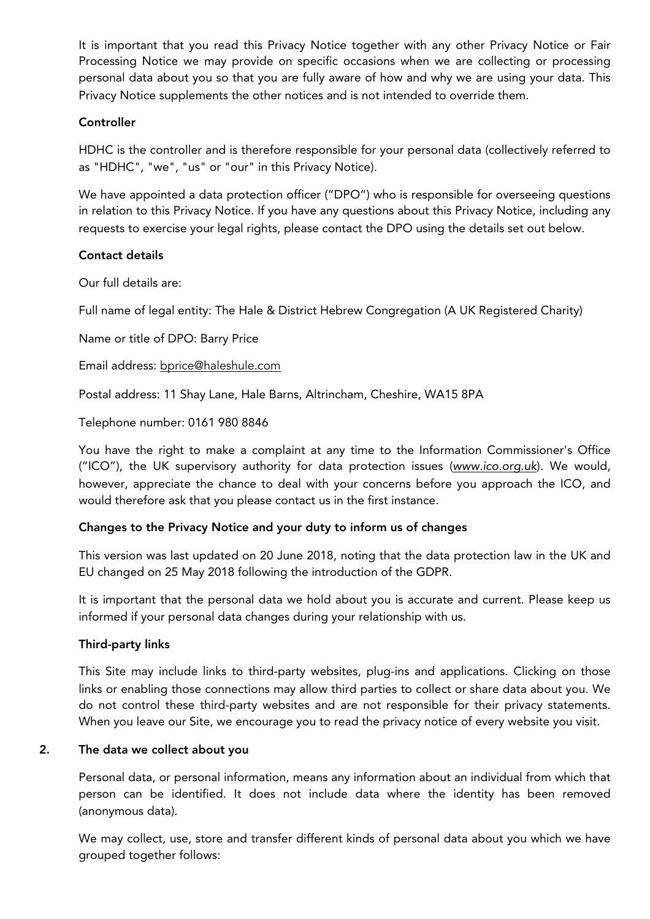It is important that you read this Privacy Notice together with any other Privacy Notice or Fair Processing Notice we may provide on specific occasions when we are collecting or processing personal data about you so that you are fully aware of how and why we are using your data. This Privacy Notice supplements the other notices and is not intended to override them.

**Controller**

HDHC is the controller and is therefore responsible for your personal data (collectively referred to as "HDHC", "we", "us" or "our" in this Privacy Notice).

We have appointed a data protection officer ("DPO") who is responsible for overseeing questions in relation to this Privacy Notice. If you have any questions about this Privacy Notice, including any requests to exercise your legal rights, please contact the DPO using the details set out below.

**Contact details**

Our full details are:

Full name of legal entity: The Hale & District Hebrew Congregation (A UK Registered Charity)

Name or title of DPO: Barry Price

Email address: bprice@haleshule.com

Postal address: 11 Shay Lane, Hale Barns, Altrincham, Cheshire, WA15 8PA

Telephone number: 0161 980 8846

You have the right to make a complaint at any time to the Information Commissioner's Office ("ICO"), the UK supervisory authority for data protection issues (*www.ico.org.uk*). We would, however, appreciate the chance to deal with your concerns before you approach the ICO, and would therefore ask that you please contact us in the first instance.

**Changes to the Privacy Notice and your duty to inform us of changes**

This version was last updated on 20 June 2018, noting that the data protection law in the UK and EU changed on 25 May 2018 following the introduction of the GDPR.

It is important that the personal data we hold about you is accurate and current. Please keep us informed if your personal data changes during your relationship with us.

**Third-party links**

This Site may include links to third-party websites, plug-ins and applications. Clicking on those links or enabling those connections may allow third parties to collect or share data about you. We do not control these third-party websites and are not responsible for their privacy statements. When you leave our Site, we encourage you to read the privacy notice of every website you visit.

## 2. The data we collect about you

Personal data, or personal information, means any information about an individual from which that person can be identified. It does not include data where the identity has been removed (anonymous data).

We may collect, use, store and transfer different kinds of personal data about you which we have grouped together follows: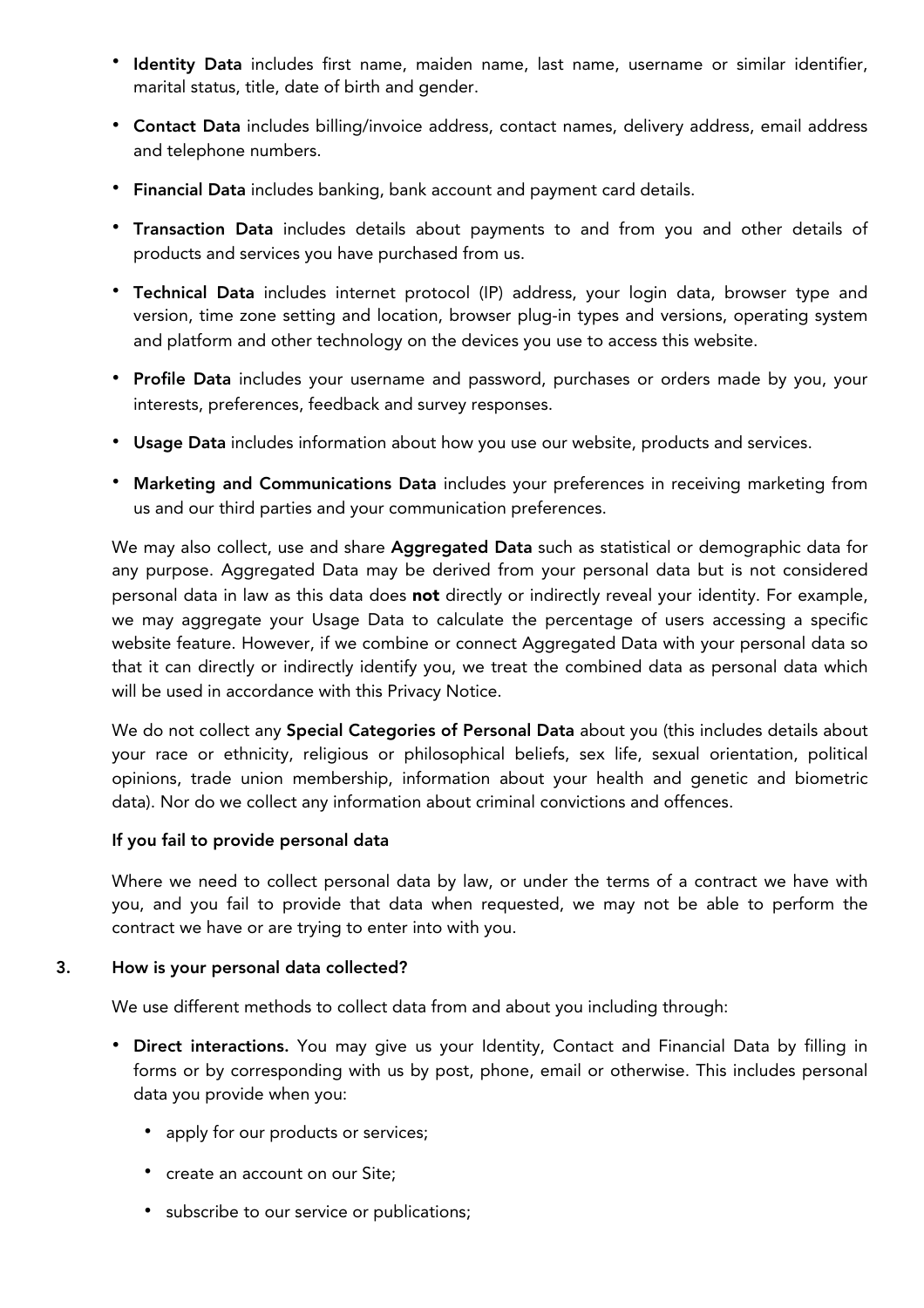- **Identity Data** includes first name, maiden name, last name, username or similar identifier, marital status, title, date of birth and gender.
- **Contact Data** includes billing/invoice address, contact names, delivery address, email address and telephone numbers.
- **Financial Data** includes banking, bank account and payment card details.
- **Transaction Data** includes details about payments to and from you and other details of products and services you have purchased from us.
- **Technical Data** includes internet protocol (IP) address, your login data, browser type and version, time zone setting and location, browser plug-in types and versions, operating system and platform and other technology on the devices you use to access this website.
- **Profile Data** includes your username and password, purchases or orders made by you, your interests, preferences, feedback and survey responses.
- **Usage Data** includes information about how you use our website, products and services.
- **Marketing and Communications Data** includes your preferences in receiving marketing from us and our third parties and your communication preferences.

We may also collect, use and share **Aggregated Data** such as statistical or demographic data for any purpose. Aggregated Data may be derived from your personal data but is not considered personal data in law as this data does **not** directly or indirectly reveal your identity. For example, we may aggregate your Usage Data to calculate the percentage of users accessing a specific website feature. However, if we combine or connect Aggregated Data with your personal data so that it can directly or indirectly identify you, we treat the combined data as personal data which will be used in accordance with this Privacy Notice.

We do not collect any **Special Categories of Personal Data** about you (this includes details about your race or ethnicity, religious or philosophical beliefs, sex life, sexual orientation, political opinions, trade union membership, information about your health and genetic and biometric data). Nor do we collect any information about criminal convictions and offences.

**If you fail to provide personal data**

Where we need to collect personal data by law, or under the terms of a contract we have with you, and you fail to provide that data when requested, we may not be able to perform the contract we have or are trying to enter into with you.

## 3. How is your personal data collected?

We use different methods to collect data from and about you including through:

- **Direct interactions.** You may give us your Identity, Contact and Financial Data by filling in forms or by corresponding with us by post, phone, email or otherwise. This includes personal data you provide when you:
  - apply for our products or services;
  - create an account on our Site;
  - subscribe to our service or publications;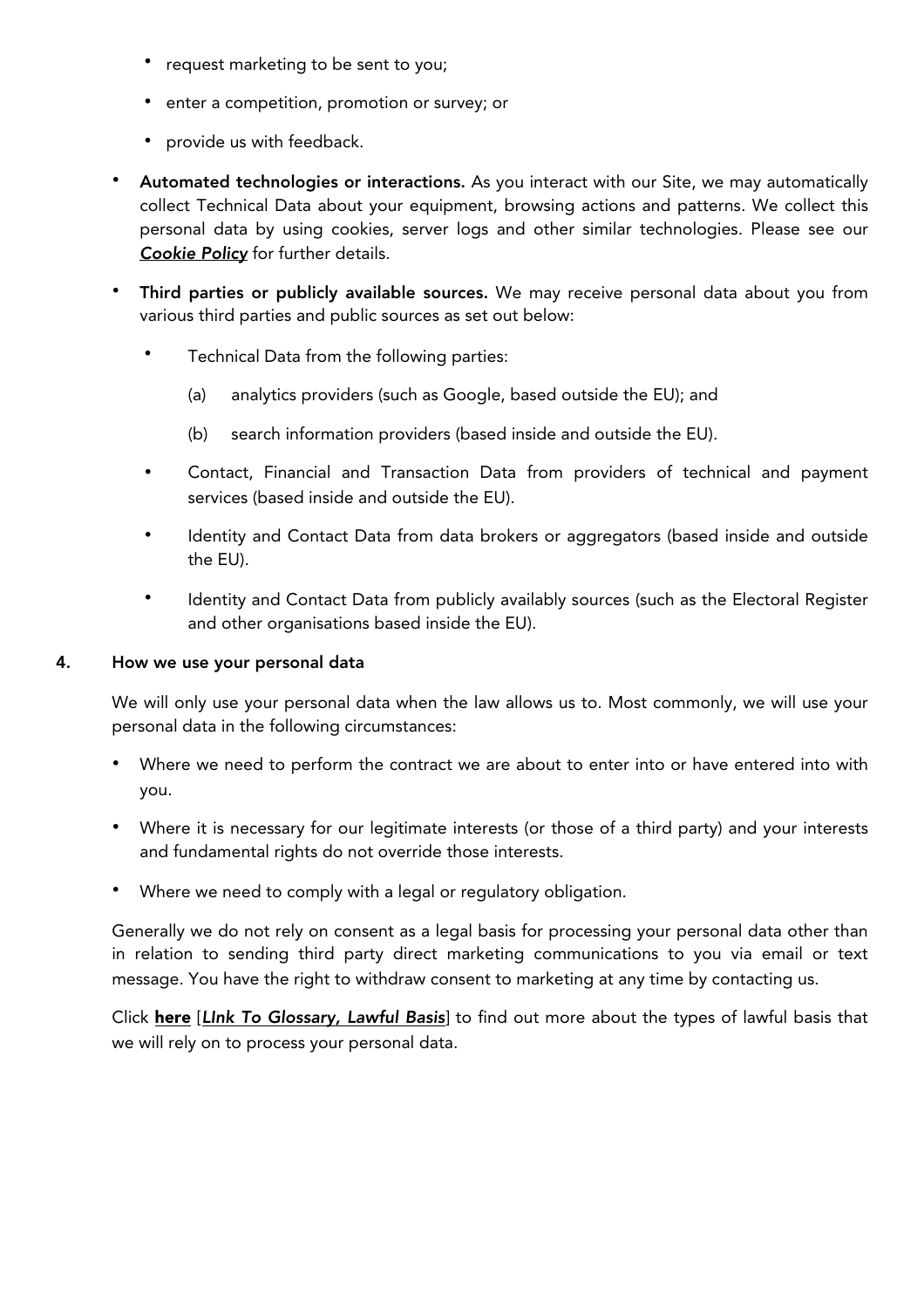- request marketing to be sent to you;
    - enter a competition, promotion or survey; or
    - provide us with feedback.

- **Automated technologies or interactions.** As you interact with our Site, we may automatically collect Technical Data about your equipment, browsing actions and patterns. We collect this personal data by using cookies, server logs and other similar technologies. Please see our ***Cookie Policy*** for further details.

- **Third parties or publicly available sources.** We may receive personal data about you from various third parties and public sources as set out below:

    - Technical Data from the following parties:

        (a) analytics providers (such as Google, based outside the EU); and

        (b) search information providers (based inside and outside the EU).

    - Contact, Financial and Transaction Data from providers of technical and payment services (based inside and outside the EU).

    - Identity and Contact Data from data brokers or aggregators (based inside and outside the EU).

    - Identity and Contact Data from publicly availably sources (such as the Electoral Register and other organisations based inside the EU).

## 4. How we use your personal data

We will only use your personal data when the law allows us to. Most commonly, we will use your personal data in the following circumstances:

- Where we need to perform the contract we are about to enter into or have entered into with you.
- Where it is necessary for our legitimate interests (or those of a third party) and your interests and fundamental rights do not override those interests.
- Where we need to comply with a legal or regulatory obligation.

Generally we do not rely on consent as a legal basis for processing your personal data other than in relation to sending third party direct marketing communications to you via email or text message. You have the right to withdraw consent to marketing at any time by contacting us.

Click **here** [***LInk To Glossary, Lawful Basis***] to find out more about the types of lawful basis that we will rely on to process your personal data.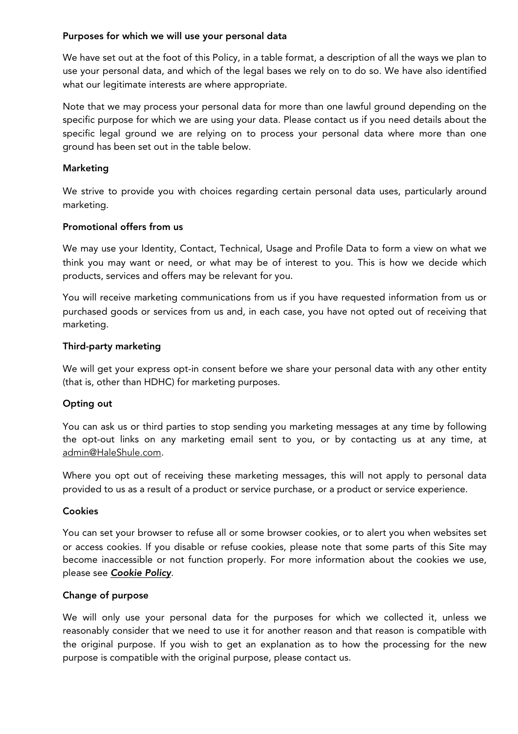**Purposes for which we will use your personal data**

We have set out at the foot of this Policy, in a table format, a description of all the ways we plan to use your personal data, and which of the legal bases we rely on to do so. We have also identified what our legitimate interests are where appropriate.

Note that we may process your personal data for more than one lawful ground depending on the specific purpose for which we are using your data. Please contact us if you need details about the specific legal ground we are relying on to process your personal data where more than one ground has been set out in the table below.

**Marketing**

We strive to provide you with choices regarding certain personal data uses, particularly around marketing.

**Promotional offers from us**

We may use your Identity, Contact, Technical, Usage and Profile Data to form a view on what we think you may want or need, or what may be of interest to you. This is how we decide which products, services and offers may be relevant for you.

You will receive marketing communications from us if you have requested information from us or purchased goods or services from us and, in each case, you have not opted out of receiving that marketing.

**Third-party marketing**

We will get your express opt-in consent before we share your personal data with any other entity (that is, other than HDHC) for marketing purposes.

**Opting out**

You can ask us or third parties to stop sending you marketing messages at any time by following the opt-out links on any marketing email sent to you, or by contacting us at any time, at admin@HaleShule.com.

Where you opt out of receiving these marketing messages, this will not apply to personal data provided to us as a result of a product or service purchase, or a product or service experience.

**Cookies**

You can set your browser to refuse all or some browser cookies, or to alert you when websites set or access cookies. If you disable or refuse cookies, please note that some parts of this Site may become inaccessible or not function properly. For more information about the cookies we use, please see ***Cookie Policy***.

**Change of purpose**

We will only use your personal data for the purposes for which we collected it, unless we reasonably consider that we need to use it for another reason and that reason is compatible with the original purpose. If you wish to get an explanation as to how the processing for the new purpose is compatible with the original purpose, please contact us.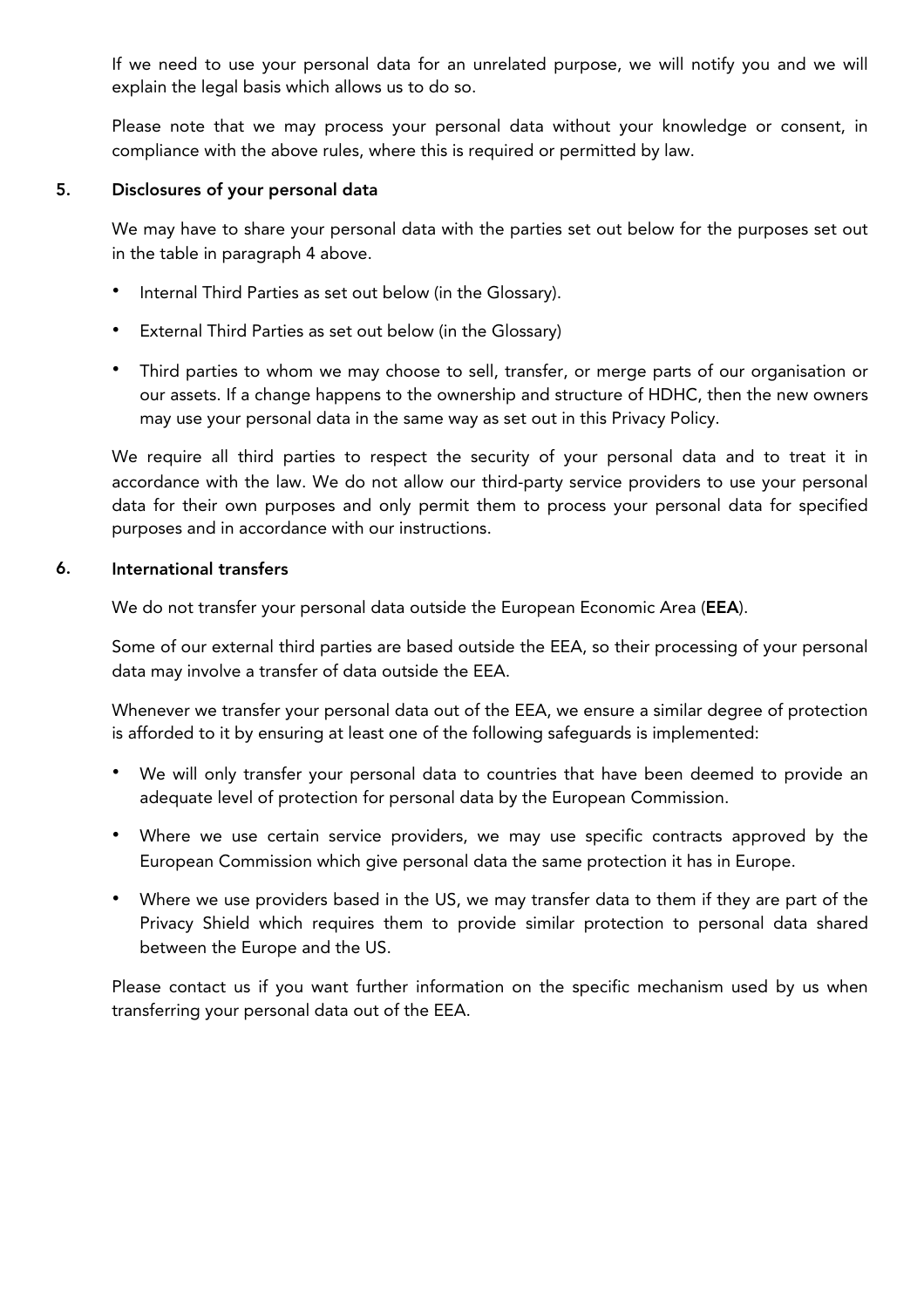If we need to use your personal data for an unrelated purpose, we will notify you and we will explain the legal basis which allows us to do so.

Please note that we may process your personal data without your knowledge or consent, in compliance with the above rules, where this is required or permitted by law.

## 5. Disclosures of your personal data

We may have to share your personal data with the parties set out below for the purposes set out in the table in paragraph 4 above.

- Internal Third Parties as set out below (in the Glossary).
- External Third Parties as set out below (in the Glossary)
- Third parties to whom we may choose to sell, transfer, or merge parts of our organisation or our assets. If a change happens to the ownership and structure of HDHC, then the new owners may use your personal data in the same way as set out in this Privacy Policy.

We require all third parties to respect the security of your personal data and to treat it in accordance with the law. We do not allow our third-party service providers to use your personal data for their own purposes and only permit them to process your personal data for specified purposes and in accordance with our instructions.

## 6. International transfers

We do not transfer your personal data outside the European Economic Area (**EEA**).

Some of our external third parties are based outside the EEA, so their processing of your personal data may involve a transfer of data outside the EEA.

Whenever we transfer your personal data out of the EEA, we ensure a similar degree of protection is afforded to it by ensuring at least one of the following safeguards is implemented:

- We will only transfer your personal data to countries that have been deemed to provide an adequate level of protection for personal data by the European Commission.
- Where we use certain service providers, we may use specific contracts approved by the European Commission which give personal data the same protection it has in Europe.
- Where we use providers based in the US, we may transfer data to them if they are part of the Privacy Shield which requires them to provide similar protection to personal data shared between the Europe and the US.

Please contact us if you want further information on the specific mechanism used by us when transferring your personal data out of the EEA.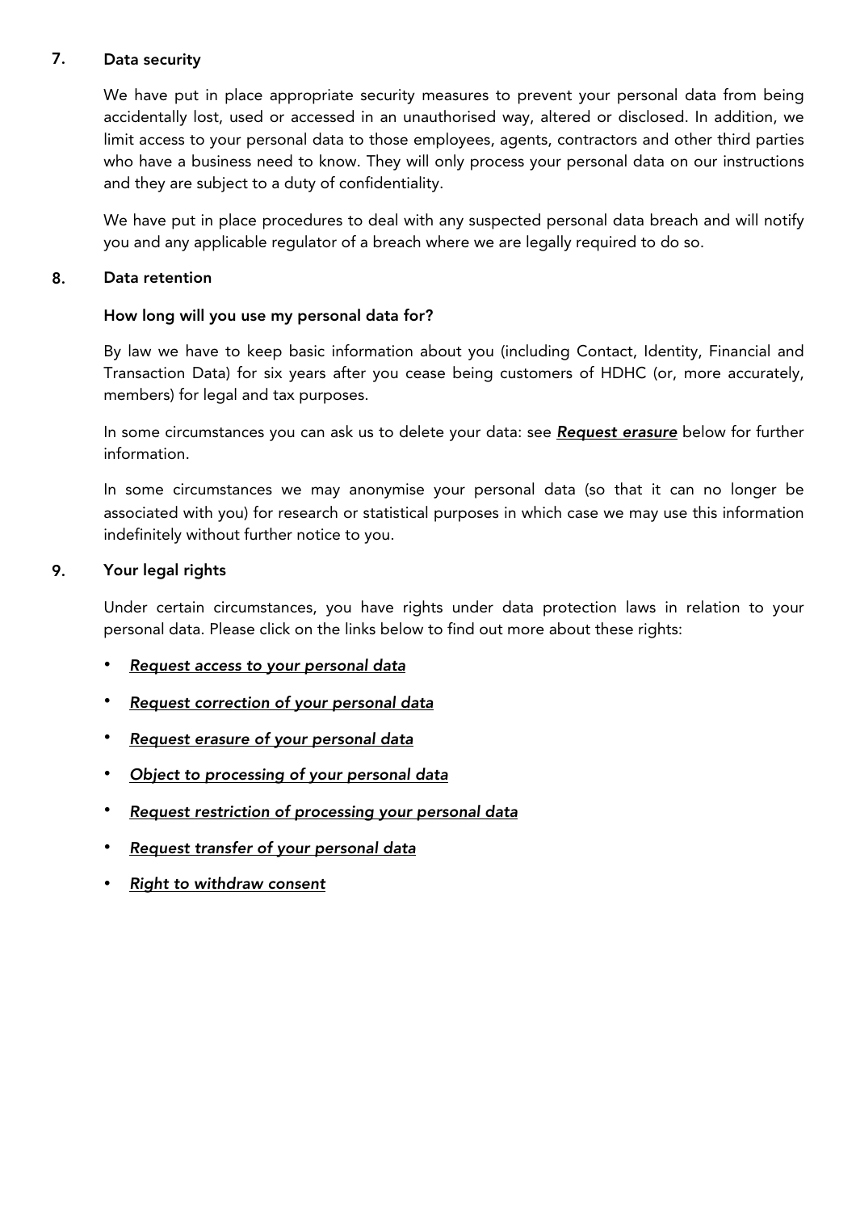## 7. Data security

We have put in place appropriate security measures to prevent your personal data from being accidentally lost, used or accessed in an unauthorised way, altered or disclosed. In addition, we limit access to your personal data to those employees, agents, contractors and other third parties who have a business need to know. They will only process your personal data on our instructions and they are subject to a duty of confidentiality.

We have put in place procedures to deal with any suspected personal data breach and will notify you and any applicable regulator of a breach where we are legally required to do so.

## 8. Data retention

### How long will you use my personal data for?

By law we have to keep basic information about you (including Contact, Identity, Financial and Transaction Data) for six years after you cease being customers of HDHC (or, more accurately, members) for legal and tax purposes.

In some circumstances you can ask us to delete your data: see ***Request erasure*** below for further information.

In some circumstances we may anonymise your personal data (so that it can no longer be associated with you) for research or statistical purposes in which case we may use this information indefinitely without further notice to you.

## 9. Your legal rights

Under certain circumstances, you have rights under data protection laws in relation to your personal data. Please click on the links below to find out more about these rights:

- *Request access to your personal data*
- *Request correction of your personal data*
- *Request erasure of your personal data*
- *Object to processing of your personal data*
- *Request restriction of processing your personal data*
- *Request transfer of your personal data*
- *Right to withdraw consent*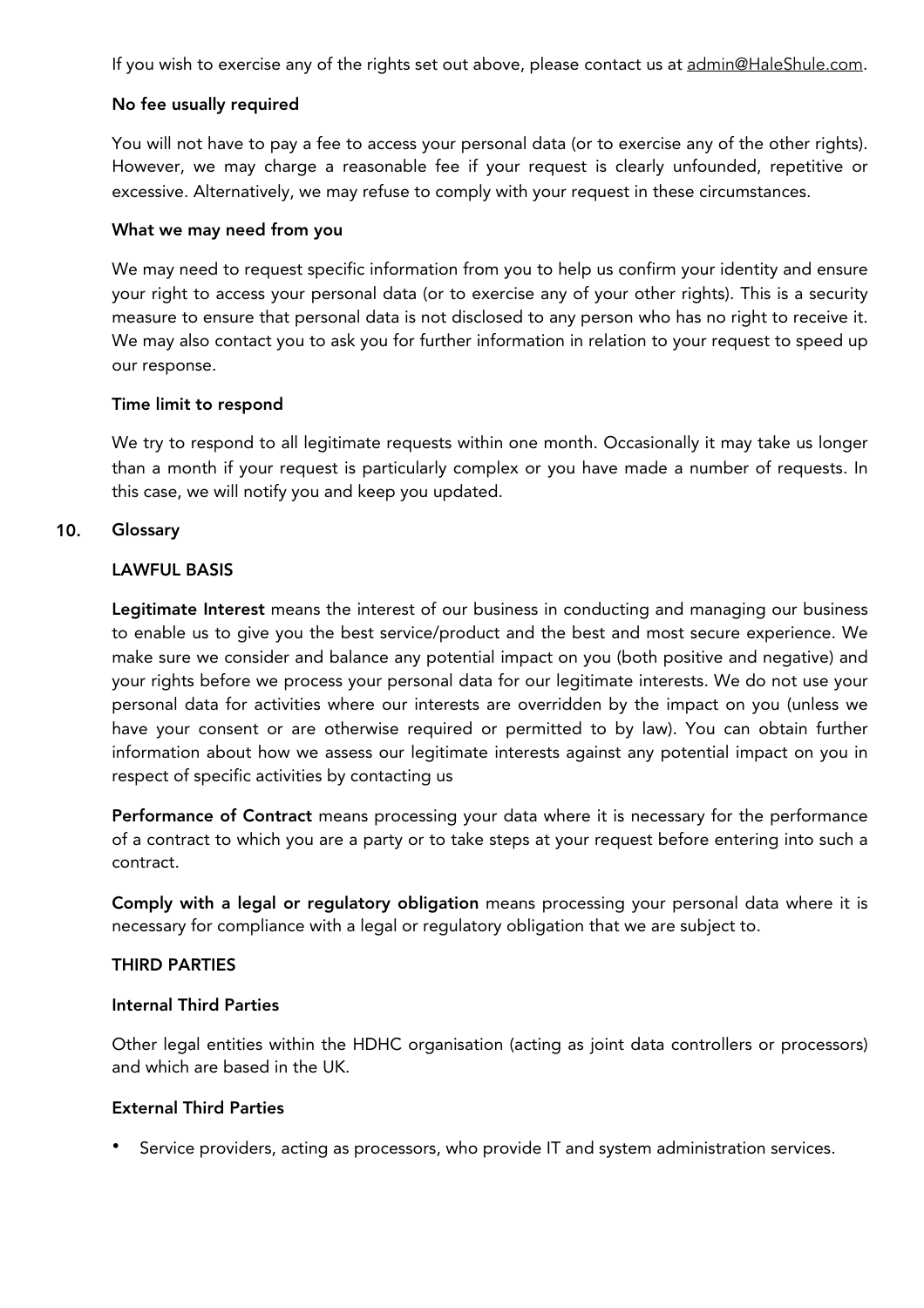If you wish to exercise any of the rights set out above, please contact us at admin@HaleShule.com.

**No fee usually required**

You will not have to pay a fee to access your personal data (or to exercise any of the other rights). However, we may charge a reasonable fee if your request is clearly unfounded, repetitive or excessive. Alternatively, we may refuse to comply with your request in these circumstances.

**What we may need from you**

We may need to request specific information from you to help us confirm your identity and ensure your right to access your personal data (or to exercise any of your other rights). This is a security measure to ensure that personal data is not disclosed to any person who has no right to receive it. We may also contact you to ask you for further information in relation to your request to speed up our response.

**Time limit to respond**

We try to respond to all legitimate requests within one month. Occasionally it may take us longer than a month if your request is particularly complex or you have made a number of requests. In this case, we will notify you and keep you updated.

## 10. Glossary

**LAWFUL BASIS**

**Legitimate Interest** means the interest of our business in conducting and managing our business to enable us to give you the best service/product and the best and most secure experience. We make sure we consider and balance any potential impact on you (both positive and negative) and your rights before we process your personal data for our legitimate interests. We do not use your personal data for activities where our interests are overridden by the impact on you (unless we have your consent or are otherwise required or permitted to by law). You can obtain further information about how we assess our legitimate interests against any potential impact on you in respect of specific activities by contacting us

**Performance of Contract** means processing your data where it is necessary for the performance of a contract to which you are a party or to take steps at your request before entering into such a contract.

**Comply with a legal or regulatory obligation** means processing your personal data where it is necessary for compliance with a legal or regulatory obligation that we are subject to.

**THIRD PARTIES**

**Internal Third Parties**

Other legal entities within the HDHC organisation (acting as joint data controllers or processors) and which are based in the UK.

**External Third Parties**

- Service providers, acting as processors, who provide IT and system administration services.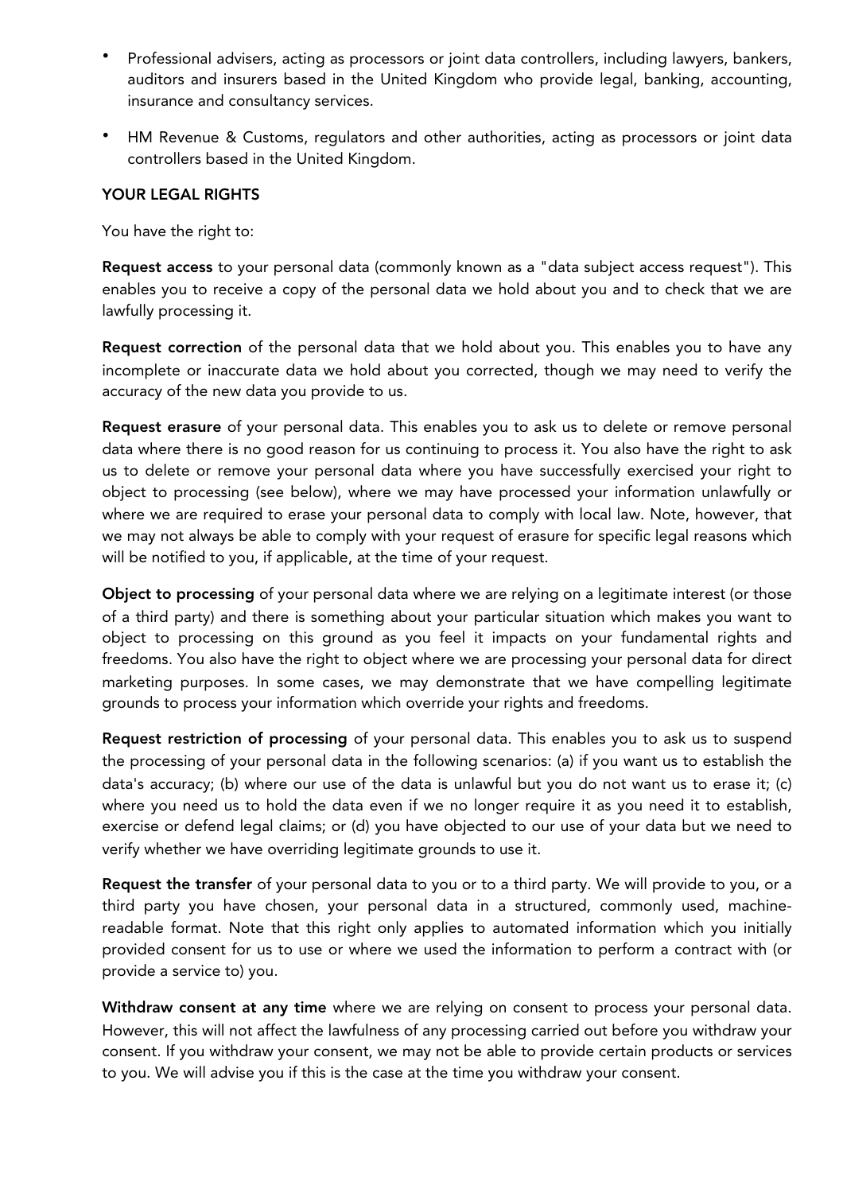- Professional advisers, acting as processors or joint data controllers, including lawyers, bankers, auditors and insurers based in the United Kingdom who provide legal, banking, accounting, insurance and consultancy services.
- HM Revenue & Customs, regulators and other authorities, acting as processors or joint data controllers based in the United Kingdom.

**YOUR LEGAL RIGHTS**

You have the right to:

**Request access** to your personal data (commonly known as a "data subject access request"). This enables you to receive a copy of the personal data we hold about you and to check that we are lawfully processing it.

**Request correction** of the personal data that we hold about you. This enables you to have any incomplete or inaccurate data we hold about you corrected, though we may need to verify the accuracy of the new data you provide to us.

**Request erasure** of your personal data. This enables you to ask us to delete or remove personal data where there is no good reason for us continuing to process it. You also have the right to ask us to delete or remove your personal data where you have successfully exercised your right to object to processing (see below), where we may have processed your information unlawfully or where we are required to erase your personal data to comply with local law. Note, however, that we may not always be able to comply with your request of erasure for specific legal reasons which will be notified to you, if applicable, at the time of your request.

**Object to processing** of your personal data where we are relying on a legitimate interest (or those of a third party) and there is something about your particular situation which makes you want to object to processing on this ground as you feel it impacts on your fundamental rights and freedoms. You also have the right to object where we are processing your personal data for direct marketing purposes. In some cases, we may demonstrate that we have compelling legitimate grounds to process your information which override your rights and freedoms.

**Request restriction of processing** of your personal data. This enables you to ask us to suspend the processing of your personal data in the following scenarios: (a) if you want us to establish the data's accuracy; (b) where our use of the data is unlawful but you do not want us to erase it; (c) where you need us to hold the data even if we no longer require it as you need it to establish, exercise or defend legal claims; or (d) you have objected to our use of your data but we need to verify whether we have overriding legitimate grounds to use it.

**Request the transfer** of your personal data to you or to a third party. We will provide to you, or a third party you have chosen, your personal data in a structured, commonly used, machine-readable format. Note that this right only applies to automated information which you initially provided consent for us to use or where we used the information to perform a contract with (or provide a service to) you.

**Withdraw consent at any time** where we are relying on consent to process your personal data. However, this will not affect the lawfulness of any processing carried out before you withdraw your consent. If you withdraw your consent, we may not be able to provide certain products or services to you. We will advise you if this is the case at the time you withdraw your consent.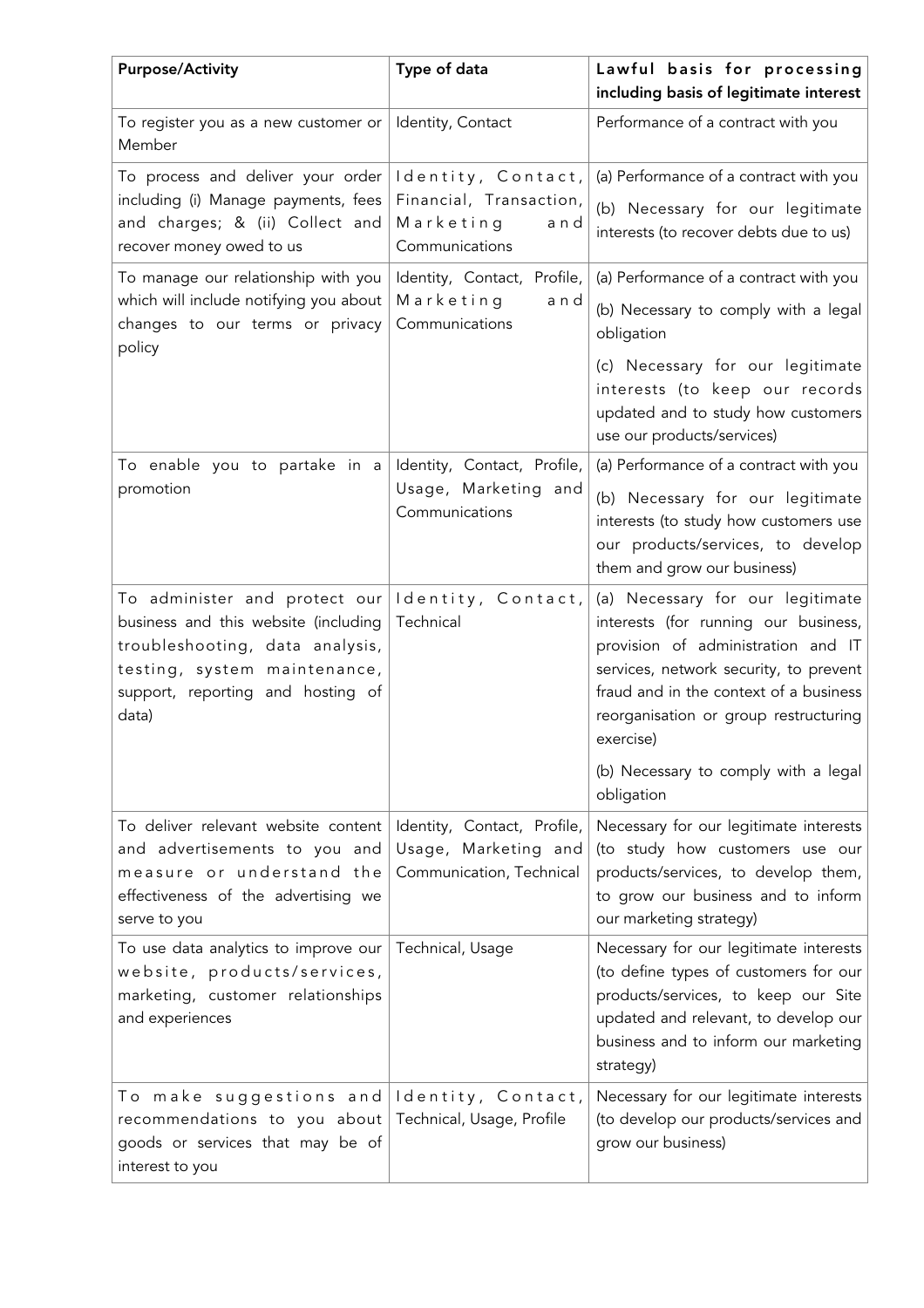| Purpose/Activity | Type of data | Lawful basis for processing including basis of legitimate interest |
|---|---|---|
| To register you as a new customer or Member | Identity, Contact | Performance of a contract with you |
| To process and deliver your order including (i) Manage payments, fees and charges; & (ii) Collect and recover money owed to us | Identity, Contact, Financial, Transaction, Marketing and Communications | (a) Performance of a contract with you<br>(b) Necessary for our legitimate interests (to recover debts due to us) |
| To manage our relationship with you which will include notifying you about changes to our terms or privacy policy | Identity, Contact, Profile, Marketing and Communications | (a) Performance of a contract with you<br>(b) Necessary to comply with a legal obligation<br>(c) Necessary for our legitimate interests (to keep our records updated and to study how customers use our products/services) |
| To enable you to partake in a promotion | Identity, Contact, Profile, Usage, Marketing and Communications | (a) Performance of a contract with you<br>(b) Necessary for our legitimate interests (to study how customers use our products/services, to develop them and grow our business) |
| To administer and protect our business and this website (including troubleshooting, data analysis, testing, system maintenance, support, reporting and hosting of data) | Identity, Contact, Technical | (a) Necessary for our legitimate interests (for running our business, provision of administration and IT services, network security, to prevent fraud and in the context of a business reorganisation or group restructuring exercise)<br>(b) Necessary to comply with a legal obligation |
| To deliver relevant website content and advertisements to you and measure or understand the effectiveness of the advertising we serve to you | Identity, Contact, Profile, Usage, Marketing and Communication, Technical | Necessary for our legitimate interests (to study how customers use our products/services, to develop them, to grow our business and to inform our marketing strategy) |
| To use data analytics to improve our website, products/services, marketing, customer relationships and experiences | Technical, Usage | Necessary for our legitimate interests (to define types of customers for our products/services, to keep our Site updated and relevant, to develop our business and to inform our marketing strategy) |
| To make suggestions and recommendations to you about goods or services that may be of interest to you | Identity, Contact, Technical, Usage, Profile | Necessary for our legitimate interests (to develop our products/services and grow our business) |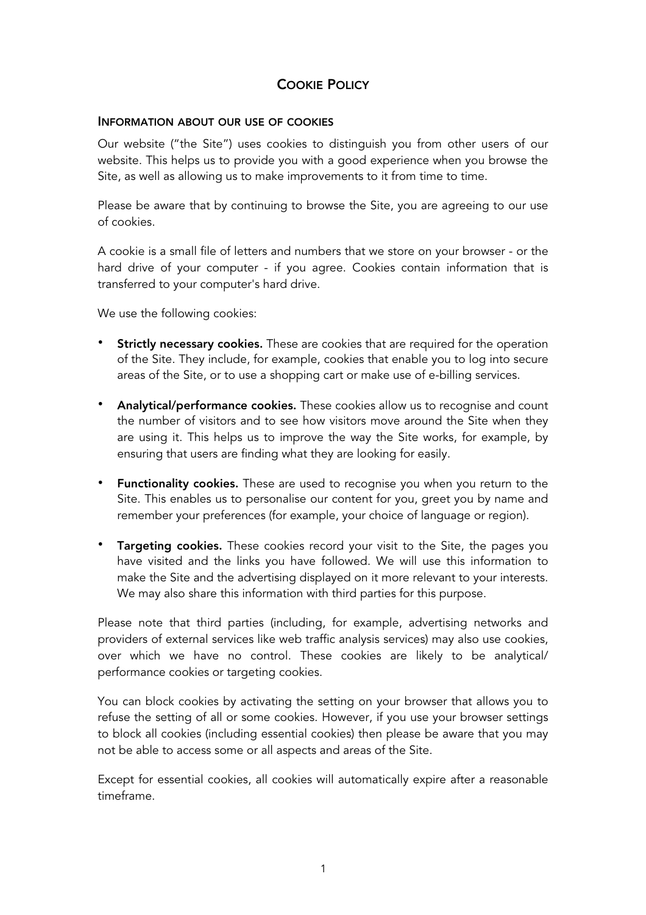# COOKIE POLICY

## INFORMATION ABOUT OUR USE OF COOKIES

Our website ("the Site") uses cookies to distinguish you from other users of our website. This helps us to provide you with a good experience when you browse the Site, as well as allowing us to make improvements to it from time to time.

Please be aware that by continuing to browse the Site, you are agreeing to our use of cookies.

A cookie is a small file of letters and numbers that we store on your browser - or the hard drive of your computer - if you agree. Cookies contain information that is transferred to your computer's hard drive.

We use the following cookies:

- **Strictly necessary cookies.** These are cookies that are required for the operation of the Site. They include, for example, cookies that enable you to log into secure areas of the Site, or to use a shopping cart or make use of e-billing services.
- **Analytical/performance cookies.** These cookies allow us to recognise and count the number of visitors and to see how visitors move around the Site when they are using it. This helps us to improve the way the Site works, for example, by ensuring that users are finding what they are looking for easily.
- **Functionality cookies.** These are used to recognise you when you return to the Site. This enables us to personalise our content for you, greet you by name and remember your preferences (for example, your choice of language or region).
- **Targeting cookies.** These cookies record your visit to the Site, the pages you have visited and the links you have followed. We will use this information to make the Site and the advertising displayed on it more relevant to your interests. We may also share this information with third parties for this purpose.

Please note that third parties (including, for example, advertising networks and providers of external services like web traffic analysis services) may also use cookies, over which we have no control. These cookies are likely to be analytical/ performance cookies or targeting cookies.

You can block cookies by activating the setting on your browser that allows you to refuse the setting of all or some cookies. However, if you use your browser settings to block all cookies (including essential cookies) then please be aware that you may not be able to access some or all aspects and areas of the Site.

Except for essential cookies, all cookies will automatically expire after a reasonable timeframe.